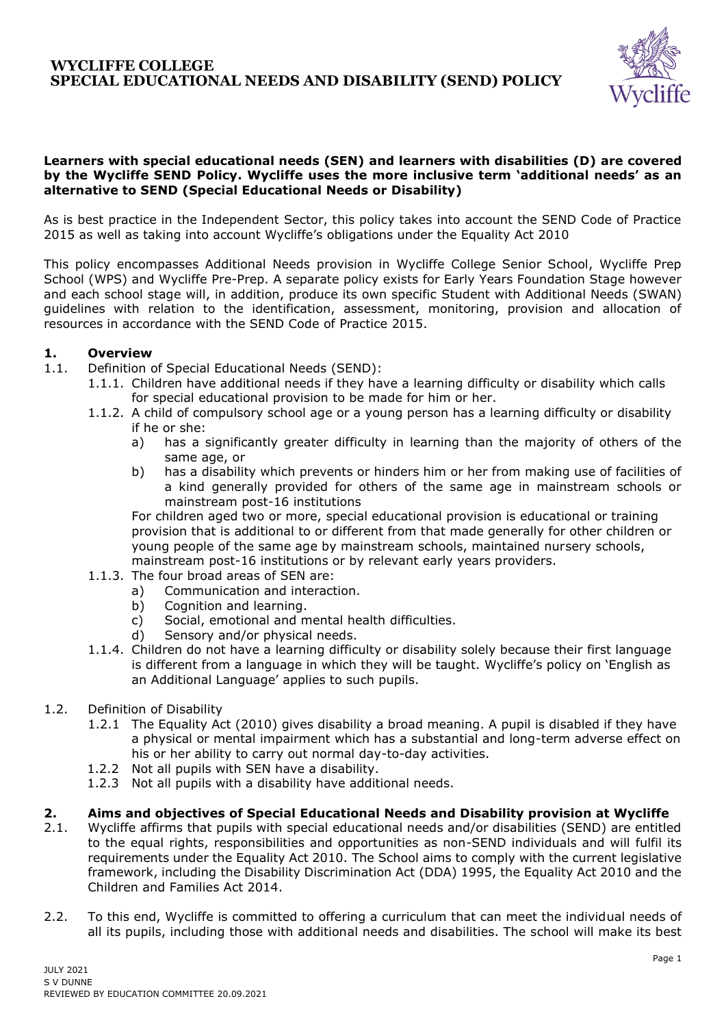# WYCLIFFE COLLEGE
# SPECIAL EDUCATIONAL NEEDS AND DISABILITY (SEND) POLICY

**Learners with special educational needs (SEN) and learners with disabilities (D) are covered by the Wycliffe SEND Policy. Wycliffe uses the more inclusive term 'additional needs' as an alternative to SEND (Special Educational Needs or Disability)**

As is best practice in the Independent Sector, this policy takes into account the SEND Code of Practice 2015 as well as taking into account Wycliffe's obligations under the Equality Act 2010

This policy encompasses Additional Needs provision in Wycliffe College Senior School, Wycliffe Prep School (WPS) and Wycliffe Pre-Prep. A separate policy exists for Early Years Foundation Stage however and each school stage will, in addition, produce its own specific Student with Additional Needs (SWAN) guidelines with relation to the identification, assessment, monitoring, provision and allocation of resources in accordance with the SEND Code of Practice 2015.

## 1. Overview

1.1. Definition of Special Educational Needs (SEND):

1.1.1. Children have additional needs if they have a learning difficulty or disability which calls for special educational provision to be made for him or her.

1.1.2. A child of compulsory school age or a young person has a learning difficulty or disability if he or she:

a) has a significantly greater difficulty in learning than the majority of others of the same age, or

b) has a disability which prevents or hinders him or her from making use of facilities of a kind generally provided for others of the same age in mainstream schools or mainstream post-16 institutions

For children aged two or more, special educational provision is educational or training provision that is additional to or different from that made generally for other children or young people of the same age by mainstream schools, maintained nursery schools, mainstream post-16 institutions or by relevant early years providers.

1.1.3. The four broad areas of SEN are:

a) Communication and interaction.
b) Cognition and learning.
c) Social, emotional and mental health difficulties.
d) Sensory and/or physical needs.

1.1.4. Children do not have a learning difficulty or disability solely because their first language is different from a language in which they will be taught. Wycliffe's policy on 'English as an Additional Language' applies to such pupils.

1.2. Definition of Disability

1.2.1 The Equality Act (2010) gives disability a broad meaning. A pupil is disabled if they have a physical or mental impairment which has a substantial and long-term adverse effect on his or her ability to carry out normal day-to-day activities.

1.2.2 Not all pupils with SEN have a disability.

1.2.3 Not all pupils with a disability have additional needs.

## 2. Aims and objectives of Special Educational Needs and Disability provision at Wycliffe

2.1. Wycliffe affirms that pupils with special educational needs and/or disabilities (SEND) are entitled to the equal rights, responsibilities and opportunities as non-SEND individuals and will fulfil its requirements under the Equality Act 2010. The School aims to comply with the current legislative framework, including the Disability Discrimination Act (DDA) 1995, the Equality Act 2010 and the Children and Families Act 2014.

2.2. To this end, Wycliffe is committed to offering a curriculum that can meet the individual needs of all its pupils, including those with additional needs and disabilities. The school will make its best

JULY 2021
S V DUNNE
REVIEWED BY EDUCATION COMMITTEE 20.09.2021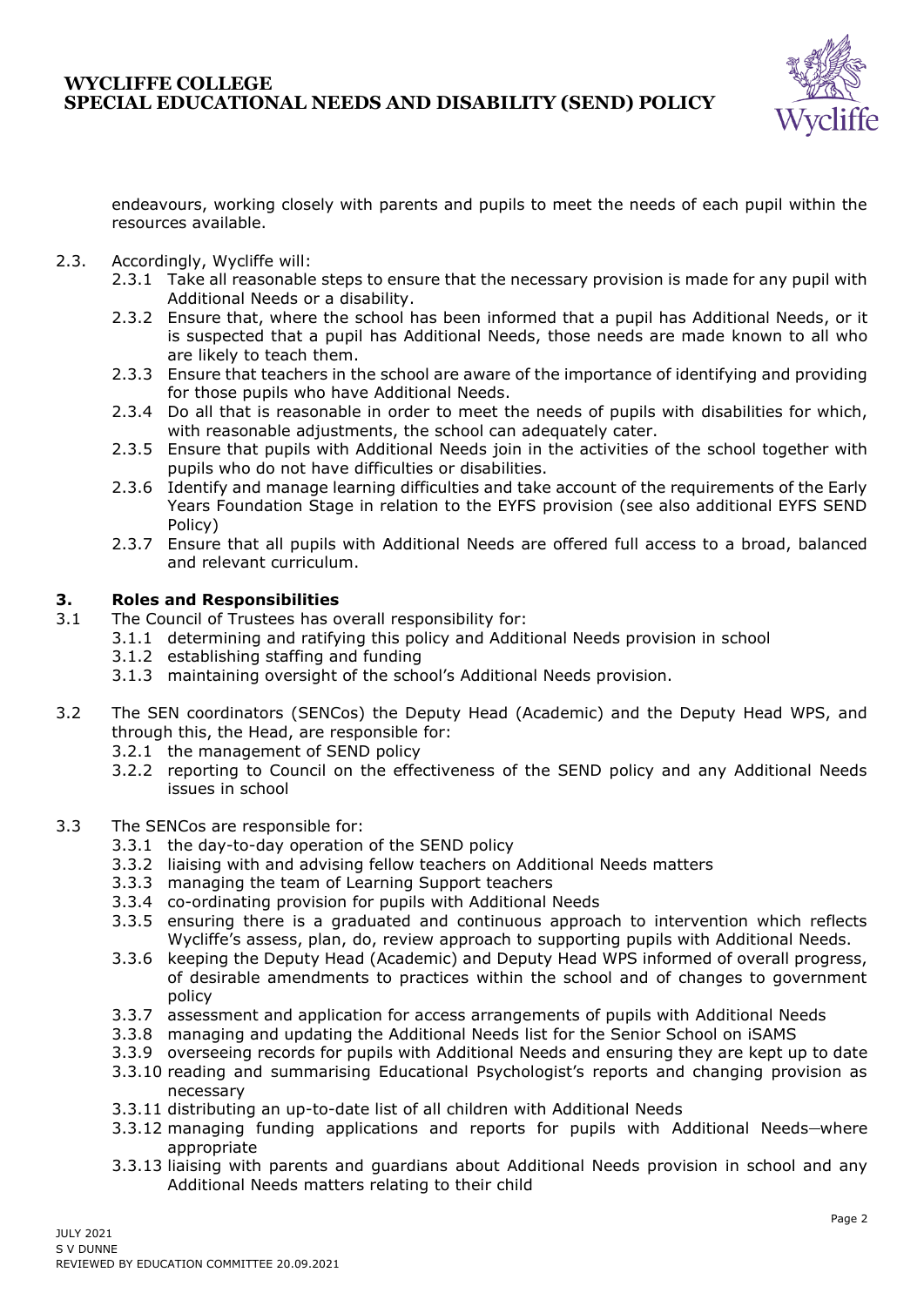endeavours, working closely with parents and pupils to meet the needs of each pupil within the resources available.

2.3. Accordingly, Wycliffe will:

- 2.3.1 Take all reasonable steps to ensure that the necessary provision is made for any pupil with Additional Needs or a disability.
- 2.3.2 Ensure that, where the school has been informed that a pupil has Additional Needs, or it is suspected that a pupil has Additional Needs, those needs are made known to all who are likely to teach them.
- 2.3.3 Ensure that teachers in the school are aware of the importance of identifying and providing for those pupils who have Additional Needs.
- 2.3.4 Do all that is reasonable in order to meet the needs of pupils with disabilities for which, with reasonable adjustments, the school can adequately cater.
- 2.3.5 Ensure that pupils with Additional Needs join in the activities of the school together with pupils who do not have difficulties or disabilities.
- 2.3.6 Identify and manage learning difficulties and take account of the requirements of the Early Years Foundation Stage in relation to the EYFS provision (see also additional EYFS SEND Policy)
- 2.3.7 Ensure that all pupils with Additional Needs are offered full access to a broad, balanced and relevant curriculum.

## 3. Roles and Responsibilities

3.1 The Council of Trustees has overall responsibility for:

- 3.1.1 determining and ratifying this policy and Additional Needs provision in school
- 3.1.2 establishing staffing and funding
- 3.1.3 maintaining oversight of the school's Additional Needs provision.

3.2 The SEN coordinators (SENCos) the Deputy Head (Academic) and the Deputy Head WPS, and through this, the Head, are responsible for:

- 3.2.1 the management of SEND policy
- 3.2.2 reporting to Council on the effectiveness of the SEND policy and any Additional Needs issues in school

3.3 The SENCos are responsible for:

- 3.3.1 the day-to-day operation of the SEND policy
- 3.3.2 liaising with and advising fellow teachers on Additional Needs matters
- 3.3.3 managing the team of Learning Support teachers
- 3.3.4 co-ordinating provision for pupils with Additional Needs
- 3.3.5 ensuring there is a graduated and continuous approach to intervention which reflects Wycliffe's assess, plan, do, review approach to supporting pupils with Additional Needs.
- 3.3.6 keeping the Deputy Head (Academic) and Deputy Head WPS informed of overall progress, of desirable amendments to practices within the school and of changes to government policy
- 3.3.7 assessment and application for access arrangements of pupils with Additional Needs
- 3.3.8 managing and updating the Additional Needs list for the Senior School on iSAMS
- 3.3.9 overseeing records for pupils with Additional Needs and ensuring they are kept up to date
- 3.3.10 reading and summarising Educational Psychologist's reports and changing provision as necessary
- 3.3.11 distributing an up-to-date list of all children with Additional Needs
- 3.3.12 managing funding applications and reports for pupils with Additional Needs—where appropriate
- 3.3.13 liaising with parents and guardians about Additional Needs provision in school and any Additional Needs matters relating to their child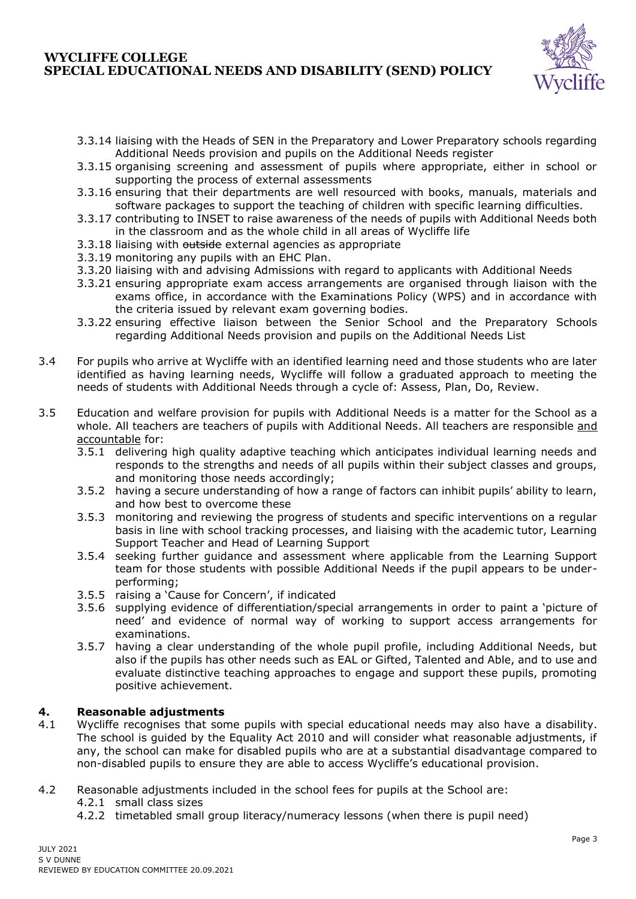3.3.14 liaising with the Heads of SEN in the Preparatory and Lower Preparatory schools regarding Additional Needs provision and pupils on the Additional Needs register

3.3.15 organising screening and assessment of pupils where appropriate, either in school or supporting the process of external assessments

3.3.16 ensuring that their departments are well resourced with books, manuals, materials and software packages to support the teaching of children with specific learning difficulties.

3.3.17 contributing to INSET to raise awareness of the needs of pupils with Additional Needs both in the classroom and as the whole child in all areas of Wycliffe life

3.3.18 liaising with ~~outside~~ external agencies as appropriate

3.3.19 monitoring any pupils with an EHC Plan.

3.3.20 liaising with and advising Admissions with regard to applicants with Additional Needs

3.3.21 ensuring appropriate exam access arrangements are organised through liaison with the exams office, in accordance with the Examinations Policy (WPS) and in accordance with the criteria issued by relevant exam governing bodies.

3.3.22 ensuring effective liaison between the Senior School and the Preparatory Schools regarding Additional Needs provision and pupils on the Additional Needs List

3.4 For pupils who arrive at Wycliffe with an identified learning need and those students who are later identified as having learning needs, Wycliffe will follow a graduated approach to meeting the needs of students with Additional Needs through a cycle of: Assess, Plan, Do, Review.

3.5 Education and welfare provision for pupils with Additional Needs is a matter for the School as a whole. All teachers are teachers of pupils with Additional Needs. All teachers are responsible <u>and accountable</u> for:

3.5.1 delivering high quality adaptive teaching which anticipates individual learning needs and responds to the strengths and needs of all pupils within their subject classes and groups, and monitoring those needs accordingly;

3.5.2 having a secure understanding of how a range of factors can inhibit pupils' ability to learn, and how best to overcome these

3.5.3 monitoring and reviewing the progress of students and specific interventions on a regular basis in line with school tracking processes, and liaising with the academic tutor, Learning Support Teacher and Head of Learning Support

3.5.4 seeking further guidance and assessment where applicable from the Learning Support team for those students with possible Additional Needs if the pupil appears to be under-performing;

3.5.5 raising a 'Cause for Concern', if indicated

3.5.6 supplying evidence of differentiation/special arrangements in order to paint a 'picture of need' and evidence of normal way of working to support access arrangements for examinations.

3.5.7 having a clear understanding of the whole pupil profile, including Additional Needs, but also if the pupils has other needs such as EAL or Gifted, Talented and Able, and to use and evaluate distinctive teaching approaches to engage and support these pupils, promoting positive achievement.

## 4. Reasonable adjustments

4.1 Wycliffe recognises that some pupils with special educational needs may also have a disability. The school is guided by the Equality Act 2010 and will consider what reasonable adjustments, if any, the school can make for disabled pupils who are at a substantial disadvantage compared to non-disabled pupils to ensure they are able to access Wycliffe's educational provision.

4.2 Reasonable adjustments included in the school fees for pupils at the School are:

4.2.1 small class sizes

4.2.2 timetabled small group literacy/numeracy lessons (when there is pupil need)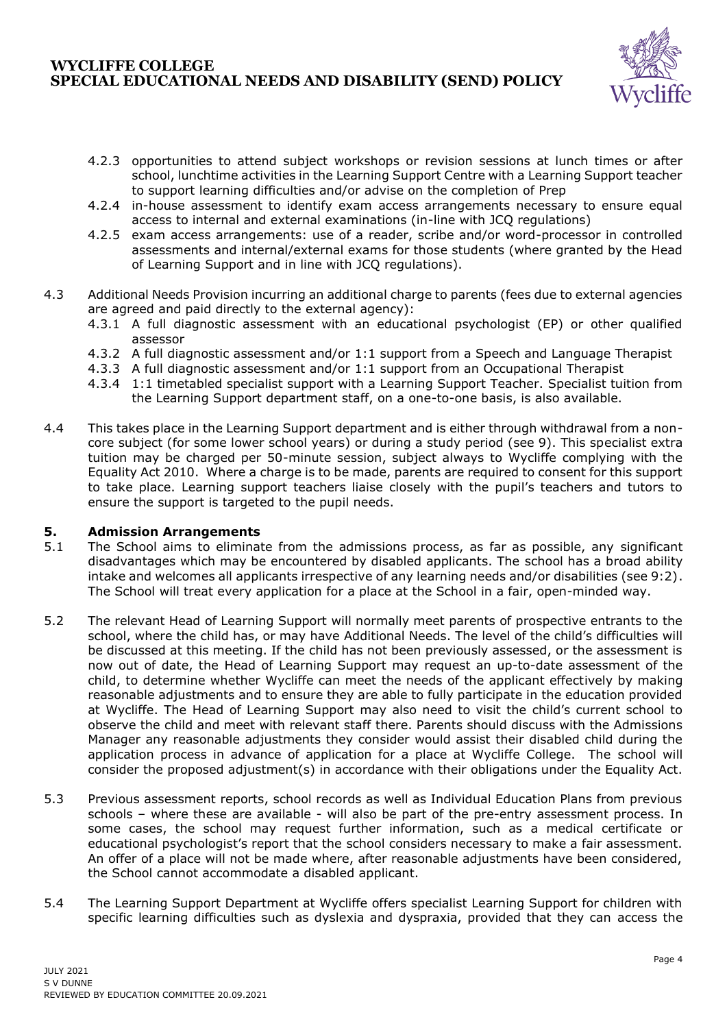4.2.3 opportunities to attend subject workshops or revision sessions at lunch times or after school, lunchtime activities in the Learning Support Centre with a Learning Support teacher to support learning difficulties and/or advise on the completion of Prep

4.2.4 in-house assessment to identify exam access arrangements necessary to ensure equal access to internal and external examinations (in-line with JCQ regulations)

4.2.5 exam access arrangements: use of a reader, scribe and/or word-processor in controlled assessments and internal/external exams for those students (where granted by the Head of Learning Support and in line with JCQ regulations).

4.3 Additional Needs Provision incurring an additional charge to parents (fees due to external agencies are agreed and paid directly to the external agency):

4.3.1 A full diagnostic assessment with an educational psychologist (EP) or other qualified assessor

4.3.2 A full diagnostic assessment and/or 1:1 support from a Speech and Language Therapist

4.3.3 A full diagnostic assessment and/or 1:1 support from an Occupational Therapist

4.3.4 1:1 timetabled specialist support with a Learning Support Teacher. Specialist tuition from the Learning Support department staff, on a one-to-one basis, is also available.

4.4 This takes place in the Learning Support department and is either through withdrawal from a non-core subject (for some lower school years) or during a study period (see 9). This specialist extra tuition may be charged per 50-minute session, subject always to Wycliffe complying with the Equality Act 2010. Where a charge is to be made, parents are required to consent for this support to take place. Learning support teachers liaise closely with the pupil's teachers and tutors to ensure the support is targeted to the pupil needs.

## 5. Admission Arrangements

5.1 The School aims to eliminate from the admissions process, as far as possible, any significant disadvantages which may be encountered by disabled applicants. The school has a broad ability intake and welcomes all applicants irrespective of any learning needs and/or disabilities (see 9:2). The School will treat every application for a place at the School in a fair, open-minded way.

5.2 The relevant Head of Learning Support will normally meet parents of prospective entrants to the school, where the child has, or may have Additional Needs. The level of the child's difficulties will be discussed at this meeting. If the child has not been previously assessed, or the assessment is now out of date, the Head of Learning Support may request an up-to-date assessment of the child, to determine whether Wycliffe can meet the needs of the applicant effectively by making reasonable adjustments and to ensure they are able to fully participate in the education provided at Wycliffe. The Head of Learning Support may also need to visit the child's current school to observe the child and meet with relevant staff there. Parents should discuss with the Admissions Manager any reasonable adjustments they consider would assist their disabled child during the application process in advance of application for a place at Wycliffe College. The school will consider the proposed adjustment(s) in accordance with their obligations under the Equality Act.

5.3 Previous assessment reports, school records as well as Individual Education Plans from previous schools – where these are available - will also be part of the pre-entry assessment process. In some cases, the school may request further information, such as a medical certificate or educational psychologist's report that the school considers necessary to make a fair assessment. An offer of a place will not be made where, after reasonable adjustments have been considered, the School cannot accommodate a disabled applicant.

5.4 The Learning Support Department at Wycliffe offers specialist Learning Support for children with specific learning difficulties such as dyslexia and dyspraxia, provided that they can access the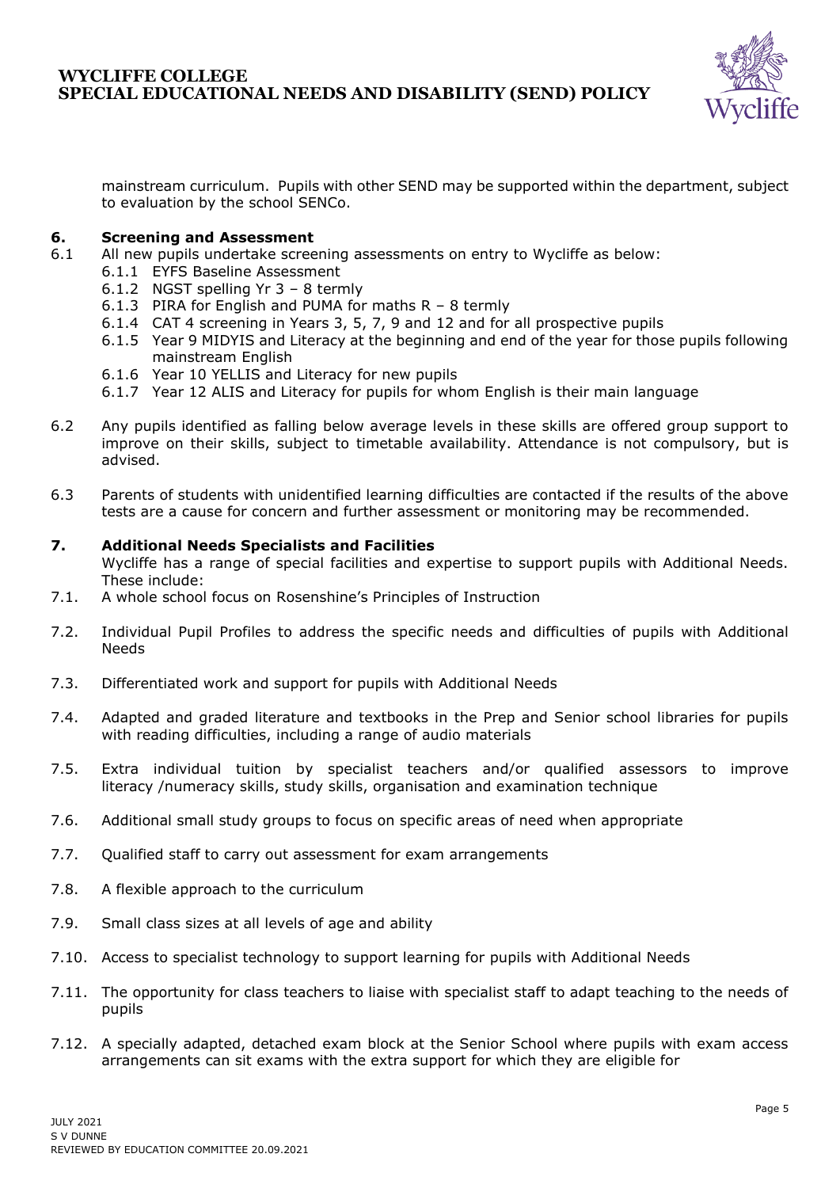mainstream curriculum. Pupils with other SEND may be supported within the department, subject to evaluation by the school SENCo.

## 6. Screening and Assessment

6.1 All new pupils undertake screening assessments on entry to Wycliffe as below:

- 6.1.1 EYFS Baseline Assessment
- 6.1.2 NGST spelling Yr 3 – 8 termly
- 6.1.3 PIRA for English and PUMA for maths R – 8 termly
- 6.1.4 CAT 4 screening in Years 3, 5, 7, 9 and 12 and for all prospective pupils
- 6.1.5 Year 9 MIDYIS and Literacy at the beginning and end of the year for those pupils following mainstream English
- 6.1.6 Year 10 YELLIS and Literacy for new pupils
- 6.1.7 Year 12 ALIS and Literacy for pupils for whom English is their main language

6.2 Any pupils identified as falling below average levels in these skills are offered group support to improve on their skills, subject to timetable availability. Attendance is not compulsory, but is advised.

6.3 Parents of students with unidentified learning difficulties are contacted if the results of the above tests are a cause for concern and further assessment or monitoring may be recommended.

## 7. Additional Needs Specialists and Facilities

Wycliffe has a range of special facilities and expertise to support pupils with Additional Needs. These include:

7.1. A whole school focus on Rosenshine's Principles of Instruction

7.2. Individual Pupil Profiles to address the specific needs and difficulties of pupils with Additional Needs

7.3. Differentiated work and support for pupils with Additional Needs

7.4. Adapted and graded literature and textbooks in the Prep and Senior school libraries for pupils with reading difficulties, including a range of audio materials

7.5. Extra individual tuition by specialist teachers and/or qualified assessors to improve literacy /numeracy skills, study skills, organisation and examination technique

7.6. Additional small study groups to focus on specific areas of need when appropriate

7.7. Qualified staff to carry out assessment for exam arrangements

7.8. A flexible approach to the curriculum

7.9. Small class sizes at all levels of age and ability

7.10. Access to specialist technology to support learning for pupils with Additional Needs

7.11. The opportunity for class teachers to liaise with specialist staff to adapt teaching to the needs of pupils

7.12. A specially adapted, detached exam block at the Senior School where pupils with exam access arrangements can sit exams with the extra support for which they are eligible for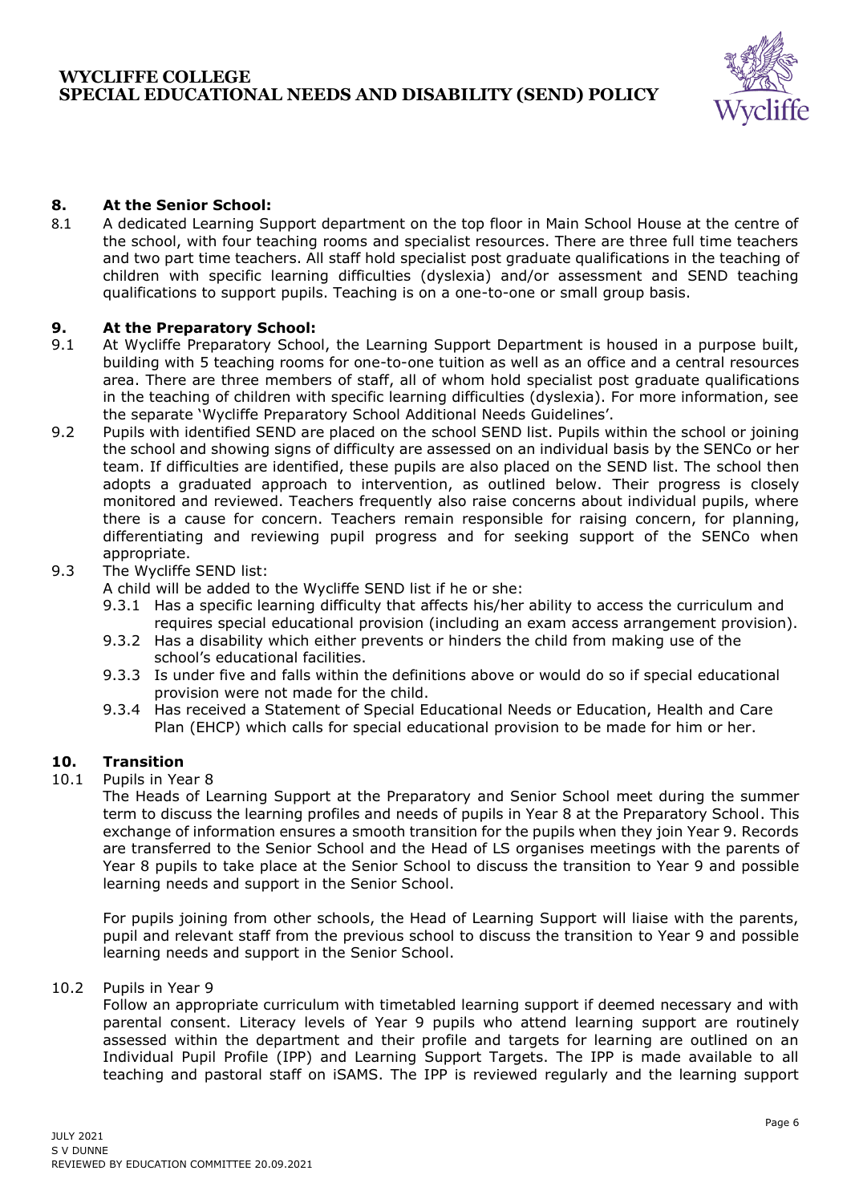## 8. At the Senior School:

8.1 A dedicated Learning Support department on the top floor in Main School House at the centre of the school, with four teaching rooms and specialist resources. There are three full time teachers and two part time teachers. All staff hold specialist post graduate qualifications in the teaching of children with specific learning difficulties (dyslexia) and/or assessment and SEND teaching qualifications to support pupils. Teaching is on a one-to-one or small group basis.

## 9. At the Preparatory School:

9.1 At Wycliffe Preparatory School, the Learning Support Department is housed in a purpose built, building with 5 teaching rooms for one-to-one tuition as well as an office and a central resources area. There are three members of staff, all of whom hold specialist post graduate qualifications in the teaching of children with specific learning difficulties (dyslexia). For more information, see the separate 'Wycliffe Preparatory School Additional Needs Guidelines'.

9.2 Pupils with identified SEND are placed on the school SEND list. Pupils within the school or joining the school and showing signs of difficulty are assessed on an individual basis by the SENCo or her team. If difficulties are identified, these pupils are also placed on the SEND list. The school then adopts a graduated approach to intervention, as outlined below. Their progress is closely monitored and reviewed. Teachers frequently also raise concerns about individual pupils, where there is a cause for concern. Teachers remain responsible for raising concern, for planning, differentiating and reviewing pupil progress and for seeking support of the SENCo when appropriate.

9.3 The Wycliffe SEND list:

A child will be added to the Wycliffe SEND list if he or she:

- 9.3.1 Has a specific learning difficulty that affects his/her ability to access the curriculum and requires special educational provision (including an exam access arrangement provision).
- 9.3.2 Has a disability which either prevents or hinders the child from making use of the school's educational facilities.
- 9.3.3 Is under five and falls within the definitions above or would do so if special educational provision were not made for the child.
- 9.3.4 Has received a Statement of Special Educational Needs or Education, Health and Care Plan (EHCP) which calls for special educational provision to be made for him or her.

## 10. Transition

10.1 Pupils in Year 8

The Heads of Learning Support at the Preparatory and Senior School meet during the summer term to discuss the learning profiles and needs of pupils in Year 8 at the Preparatory School. This exchange of information ensures a smooth transition for the pupils when they join Year 9. Records are transferred to the Senior School and the Head of LS organises meetings with the parents of Year 8 pupils to take place at the Senior School to discuss the transition to Year 9 and possible learning needs and support in the Senior School.

For pupils joining from other schools, the Head of Learning Support will liaise with the parents, pupil and relevant staff from the previous school to discuss the transition to Year 9 and possible learning needs and support in the Senior School.

10.2 Pupils in Year 9

Follow an appropriate curriculum with timetabled learning support if deemed necessary and with parental consent. Literacy levels of Year 9 pupils who attend learning support are routinely assessed within the department and their profile and targets for learning are outlined on an Individual Pupil Profile (IPP) and Learning Support Targets. The IPP is made available to all teaching and pastoral staff on iSAMS. The IPP is reviewed regularly and the learning support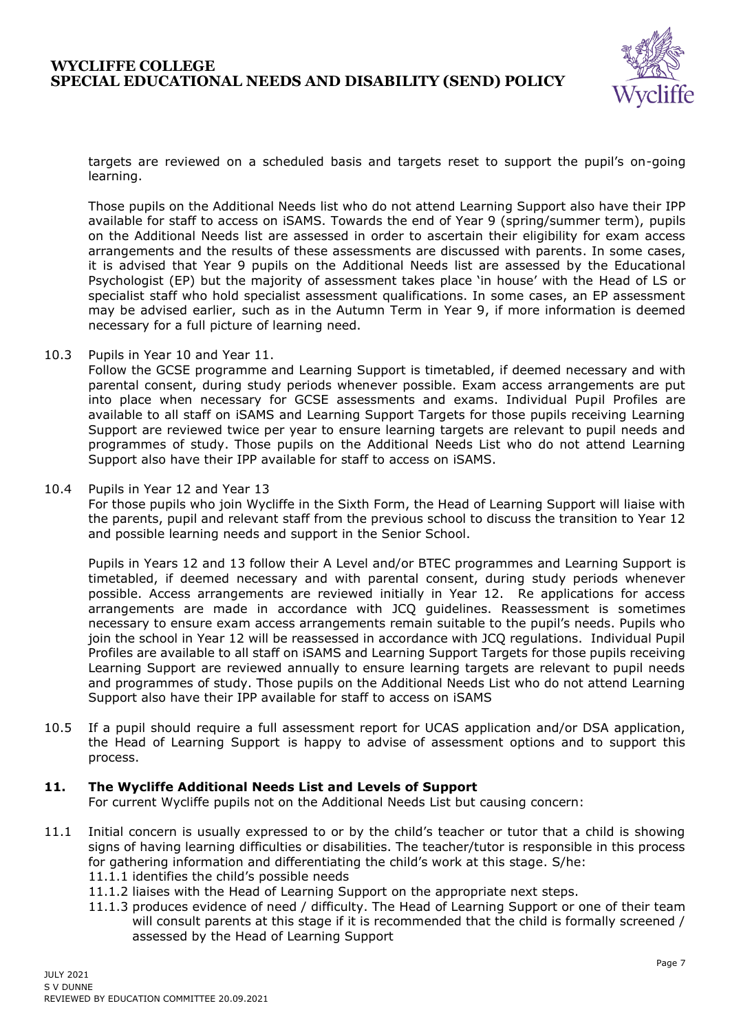targets are reviewed on a scheduled basis and targets reset to support the pupil's on-going learning.

Those pupils on the Additional Needs list who do not attend Learning Support also have their IPP available for staff to access on iSAMS. Towards the end of Year 9 (spring/summer term), pupils on the Additional Needs list are assessed in order to ascertain their eligibility for exam access arrangements and the results of these assessments are discussed with parents. In some cases, it is advised that Year 9 pupils on the Additional Needs list are assessed by the Educational Psychologist (EP) but the majority of assessment takes place 'in house' with the Head of LS or specialist staff who hold specialist assessment qualifications. In some cases, an EP assessment may be advised earlier, such as in the Autumn Term in Year 9, if more information is deemed necessary for a full picture of learning need.

10.3 Pupils in Year 10 and Year 11.
Follow the GCSE programme and Learning Support is timetabled, if deemed necessary and with parental consent, during study periods whenever possible. Exam access arrangements are put into place when necessary for GCSE assessments and exams. Individual Pupil Profiles are available to all staff on iSAMS and Learning Support Targets for those pupils receiving Learning Support are reviewed twice per year to ensure learning targets are relevant to pupil needs and programmes of study. Those pupils on the Additional Needs List who do not attend Learning Support also have their IPP available for staff to access on iSAMS.

10.4 Pupils in Year 12 and Year 13
For those pupils who join Wycliffe in the Sixth Form, the Head of Learning Support will liaise with the parents, pupil and relevant staff from the previous school to discuss the transition to Year 12 and possible learning needs and support in the Senior School.

Pupils in Years 12 and 13 follow their A Level and/or BTEC programmes and Learning Support is timetabled, if deemed necessary and with parental consent, during study periods whenever possible. Access arrangements are reviewed initially in Year 12. Re applications for access arrangements are made in accordance with JCQ guidelines. Reassessment is sometimes necessary to ensure exam access arrangements remain suitable to the pupil's needs. Pupils who join the school in Year 12 will be reassessed in accordance with JCQ regulations. Individual Pupil Profiles are available to all staff on iSAMS and Learning Support Targets for those pupils receiving Learning Support are reviewed annually to ensure learning targets are relevant to pupil needs and programmes of study. Those pupils on the Additional Needs List who do not attend Learning Support also have their IPP available for staff to access on iSAMS

10.5 If a pupil should require a full assessment report for UCAS application and/or DSA application, the Head of Learning Support is happy to advise of assessment options and to support this process.

## 11. The Wycliffe Additional Needs List and Levels of Support

For current Wycliffe pupils not on the Additional Needs List but causing concern:

11.1 Initial concern is usually expressed to or by the child's teacher or tutor that a child is showing signs of having learning difficulties or disabilities. The teacher/tutor is responsible in this process for gathering information and differentiating the child's work at this stage. S/he:
- 11.1.1 identifies the child's possible needs
- 11.1.2 liaises with the Head of Learning Support on the appropriate next steps.
- 11.1.3 produces evidence of need / difficulty. The Head of Learning Support or one of their team will consult parents at this stage if it is recommended that the child is formally screened / assessed by the Head of Learning Support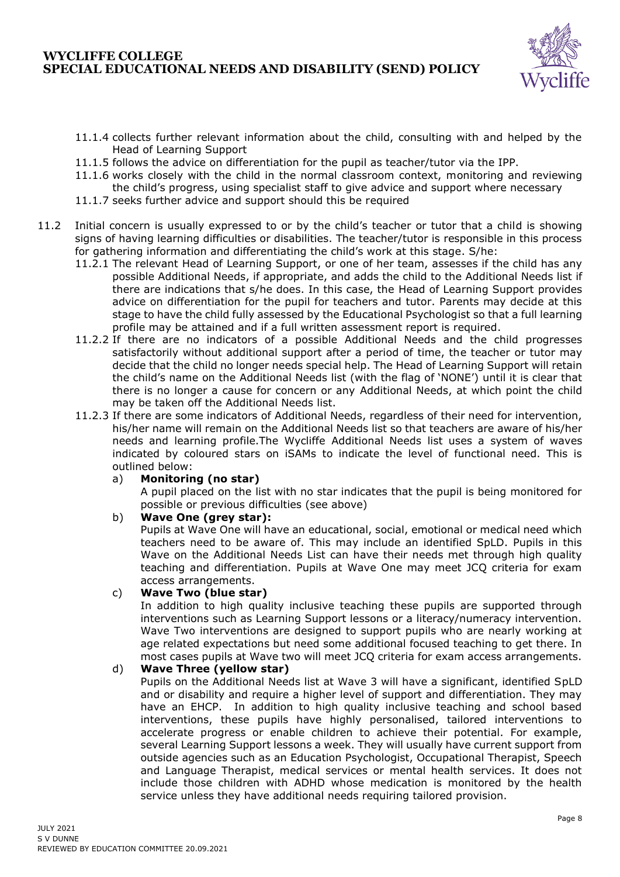11.1.4 collects further relevant information about the child, consulting with and helped by the Head of Learning Support

11.1.5 follows the advice on differentiation for the pupil as teacher/tutor via the IPP.

11.1.6 works closely with the child in the normal classroom context, monitoring and reviewing the child's progress, using specialist staff to give advice and support where necessary

11.1.7 seeks further advice and support should this be required

11.2 Initial concern is usually expressed to or by the child's teacher or tutor that a child is showing signs of having learning difficulties or disabilities. The teacher/tutor is responsible in this process for gathering information and differentiating the child's work at this stage. S/he:

11.2.1 The relevant Head of Learning Support, or one of her team, assesses if the child has any possible Additional Needs, if appropriate, and adds the child to the Additional Needs list if there are indications that s/he does. In this case, the Head of Learning Support provides advice on differentiation for the pupil for teachers and tutor. Parents may decide at this stage to have the child fully assessed by the Educational Psychologist so that a full learning profile may be attained and if a full written assessment report is required.

11.2.2 If there are no indicators of a possible Additional Needs and the child progresses satisfactorily without additional support after a period of time, the teacher or tutor may decide that the child no longer needs special help. The Head of Learning Support will retain the child's name on the Additional Needs list (with the flag of 'NONE') until it is clear that there is no longer a cause for concern or any Additional Needs, at which point the child may be taken off the Additional Needs list.

11.2.3 If there are some indicators of Additional Needs, regardless of their need for intervention, his/her name will remain on the Additional Needs list so that teachers are aware of his/her needs and learning profile.The Wycliffe Additional Needs list uses a system of waves indicated by coloured stars on iSAMs to indicate the level of functional need. This is outlined below:

a) **Monitoring (no star)**

   A pupil placed on the list with no star indicates that the pupil is being monitored for possible or previous difficulties (see above)

b) **Wave One (grey star):**

   Pupils at Wave One will have an educational, social, emotional or medical need which teachers need to be aware of. This may include an identified SpLD. Pupils in this Wave on the Additional Needs List can have their needs met through high quality teaching and differentiation. Pupils at Wave One may meet JCQ criteria for exam access arrangements.

c) **Wave Two (blue star)**

   In addition to high quality inclusive teaching these pupils are supported through interventions such as Learning Support lessons or a literacy/numeracy intervention. Wave Two interventions are designed to support pupils who are nearly working at age related expectations but need some additional focused teaching to get there. In most cases pupils at Wave two will meet JCQ criteria for exam access arrangements.

d) **Wave Three (yellow star)**

   Pupils on the Additional Needs list at Wave 3 will have a significant, identified SpLD and or disability and require a higher level of support and differentiation. They may have an EHCP. In addition to high quality inclusive teaching and school based interventions, these pupils have highly personalised, tailored interventions to accelerate progress or enable children to achieve their potential. For example, several Learning Support lessons a week. They will usually have current support from outside agencies such as an Education Psychologist, Occupational Therapist, Speech and Language Therapist, medical services or mental health services. It does not include those children with ADHD whose medication is monitored by the health service unless they have additional needs requiring tailored provision.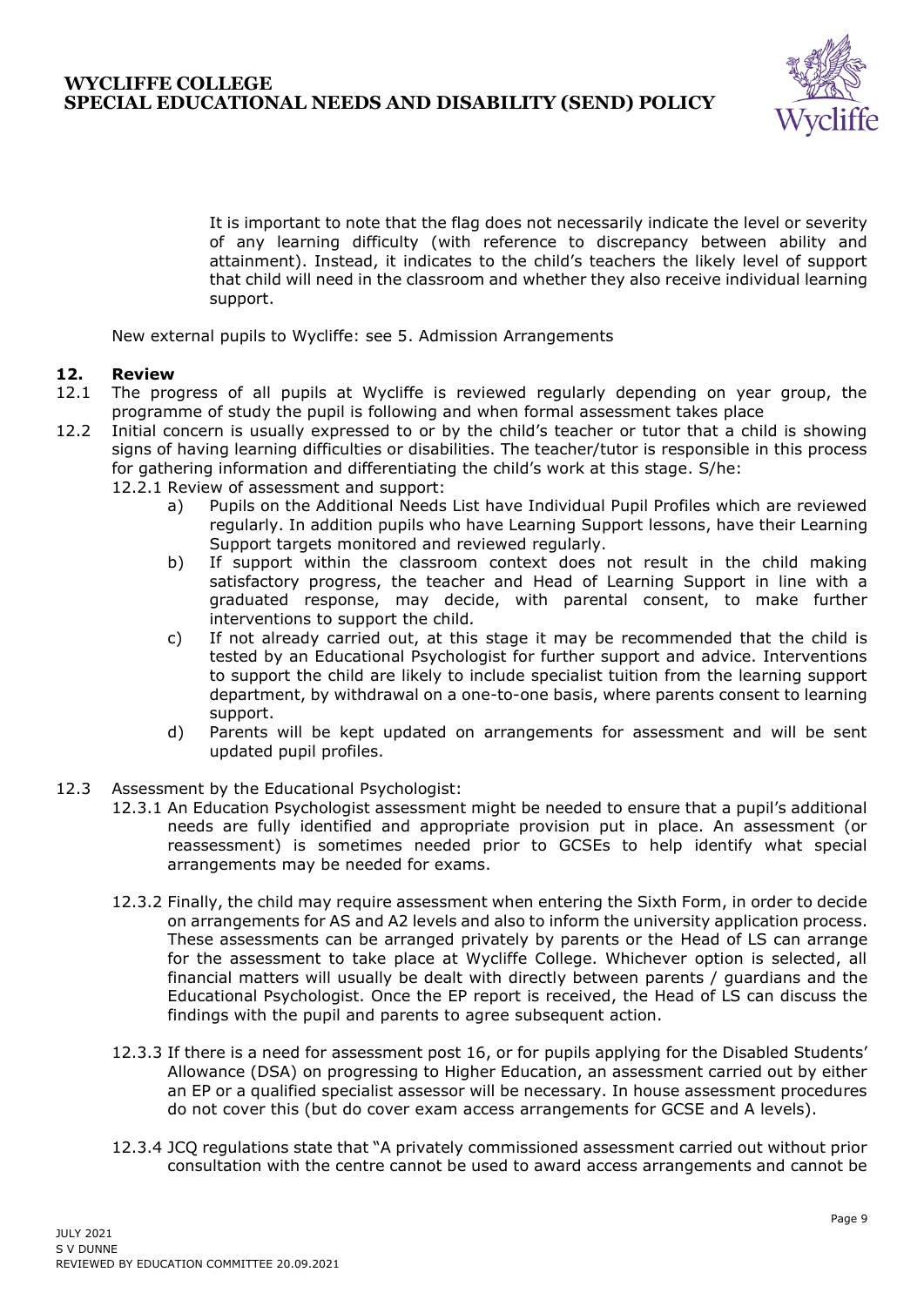It is important to note that the flag does not necessarily indicate the level or severity of any learning difficulty (with reference to discrepancy between ability and attainment). Instead, it indicates to the child's teachers the likely level of support that child will need in the classroom and whether they also receive individual learning support.

New external pupils to Wycliffe: see 5. Admission Arrangements

## 12. Review

12.1 The progress of all pupils at Wycliffe is reviewed regularly depending on year group, the programme of study the pupil is following and when formal assessment takes place

12.2 Initial concern is usually expressed to or by the child's teacher or tutor that a child is showing signs of having learning difficulties or disabilities. The teacher/tutor is responsible in this process for gathering information and differentiating the child's work at this stage. S/he:

12.2.1 Review of assessment and support:

a) Pupils on the Additional Needs List have Individual Pupil Profiles which are reviewed regularly. In addition pupils who have Learning Support lessons, have their Learning Support targets monitored and reviewed regularly.

b) If support within the classroom context does not result in the child making satisfactory progress, the teacher and Head of Learning Support in line with a graduated response, may decide, with parental consent, to make further interventions to support the child.

c) If not already carried out, at this stage it may be recommended that the child is tested by an Educational Psychologist for further support and advice. Interventions to support the child are likely to include specialist tuition from the learning support department, by withdrawal on a one-to-one basis, where parents consent to learning support.

d) Parents will be kept updated on arrangements for assessment and will be sent updated pupil profiles.

12.3 Assessment by the Educational Psychologist:

12.3.1 An Education Psychologist assessment might be needed to ensure that a pupil's additional needs are fully identified and appropriate provision put in place. An assessment (or reassessment) is sometimes needed prior to GCSEs to help identify what special arrangements may be needed for exams.

12.3.2 Finally, the child may require assessment when entering the Sixth Form, in order to decide on arrangements for AS and A2 levels and also to inform the university application process. These assessments can be arranged privately by parents or the Head of LS can arrange for the assessment to take place at Wycliffe College. Whichever option is selected, all financial matters will usually be dealt with directly between parents / guardians and the Educational Psychologist. Once the EP report is received, the Head of LS can discuss the findings with the pupil and parents to agree subsequent action.

12.3.3 If there is a need for assessment post 16, or for pupils applying for the Disabled Students' Allowance (DSA) on progressing to Higher Education, an assessment carried out by either an EP or a qualified specialist assessor will be necessary. In house assessment procedures do not cover this (but do cover exam access arrangements for GCSE and A levels).

12.3.4 JCQ regulations state that "A privately commissioned assessment carried out without prior consultation with the centre cannot be used to award access arrangements and cannot be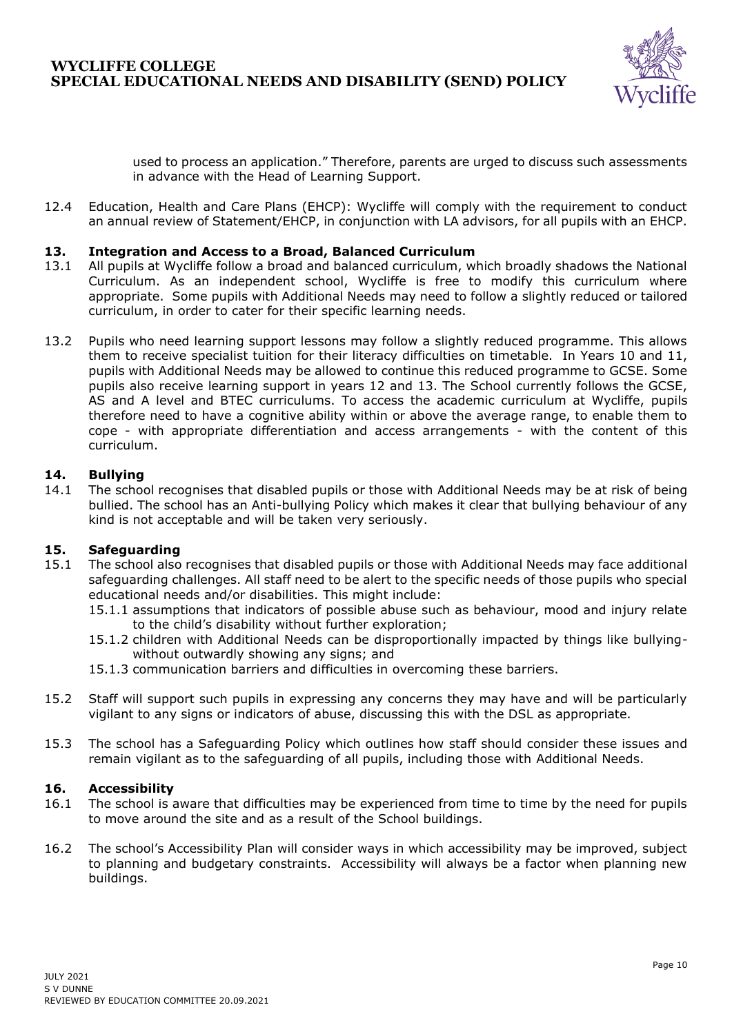used to process an application." Therefore, parents are urged to discuss such assessments in advance with the Head of Learning Support.

12.4 Education, Health and Care Plans (EHCP): Wycliffe will comply with the requirement to conduct an annual review of Statement/EHCP, in conjunction with LA advisors, for all pupils with an EHCP.

## 13. Integration and Access to a Broad, Balanced Curriculum

13.1 All pupils at Wycliffe follow a broad and balanced curriculum, which broadly shadows the National Curriculum. As an independent school, Wycliffe is free to modify this curriculum where appropriate. Some pupils with Additional Needs may need to follow a slightly reduced or tailored curriculum, in order to cater for their specific learning needs.

13.2 Pupils who need learning support lessons may follow a slightly reduced programme. This allows them to receive specialist tuition for their literacy difficulties on timetable. In Years 10 and 11, pupils with Additional Needs may be allowed to continue this reduced programme to GCSE. Some pupils also receive learning support in years 12 and 13. The School currently follows the GCSE, AS and A level and BTEC curriculums. To access the academic curriculum at Wycliffe, pupils therefore need to have a cognitive ability within or above the average range, to enable them to cope - with appropriate differentiation and access arrangements - with the content of this curriculum.

## 14. Bullying

14.1 The school recognises that disabled pupils or those with Additional Needs may be at risk of being bullied. The school has an Anti-bullying Policy which makes it clear that bullying behaviour of any kind is not acceptable and will be taken very seriously.

## 15. Safeguarding

15.1 The school also recognises that disabled pupils or those with Additional Needs may face additional safeguarding challenges. All staff need to be alert to the specific needs of those pupils who special educational needs and/or disabilities. This might include:

- 15.1.1 assumptions that indicators of possible abuse such as behaviour, mood and injury relate to the child's disability without further exploration;
- 15.1.2 children with Additional Needs can be disproportionally impacted by things like bullying- without outwardly showing any signs; and
- 15.1.3 communication barriers and difficulties in overcoming these barriers.

15.2 Staff will support such pupils in expressing any concerns they may have and will be particularly vigilant to any signs or indicators of abuse, discussing this with the DSL as appropriate.

15.3 The school has a Safeguarding Policy which outlines how staff should consider these issues and remain vigilant as to the safeguarding of all pupils, including those with Additional Needs.

## 16. Accessibility

16.1 The school is aware that difficulties may be experienced from time to time by the need for pupils to move around the site and as a result of the School buildings.

16.2 The school's Accessibility Plan will consider ways in which accessibility may be improved, subject to planning and budgetary constraints. Accessibility will always be a factor when planning new buildings.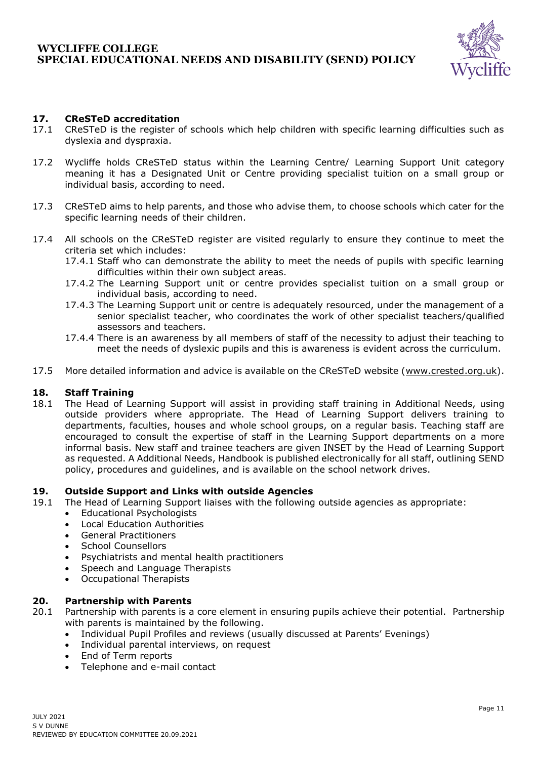## 17. CReSTeD accreditation

17.1 CReSTeD is the register of schools which help children with specific learning difficulties such as dyslexia and dyspraxia.

17.2 Wycliffe holds CReSTeD status within the Learning Centre/ Learning Support Unit category meaning it has a Designated Unit or Centre providing specialist tuition on a small group or individual basis, according to need.

17.3 CReSTeD aims to help parents, and those who advise them, to choose schools which cater for the specific learning needs of their children.

17.4 All schools on the CReSTeD register are visited regularly to ensure they continue to meet the criteria set which includes:

- 17.4.1 Staff who can demonstrate the ability to meet the needs of pupils with specific learning difficulties within their own subject areas.
- 17.4.2 The Learning Support unit or centre provides specialist tuition on a small group or individual basis, according to need.
- 17.4.3 The Learning Support unit or centre is adequately resourced, under the management of a senior specialist teacher, who coordinates the work of other specialist teachers/qualified assessors and teachers.
- 17.4.4 There is an awareness by all members of staff of the necessity to adjust their teaching to meet the needs of dyslexic pupils and this is awareness is evident across the curriculum.

17.5 More detailed information and advice is available on the CReSTeD website (www.crested.org.uk).

## 18. Staff Training

18.1 The Head of Learning Support will assist in providing staff training in Additional Needs, using outside providers where appropriate. The Head of Learning Support delivers training to departments, faculties, houses and whole school groups, on a regular basis. Teaching staff are encouraged to consult the expertise of staff in the Learning Support departments on a more informal basis. New staff and trainee teachers are given INSET by the Head of Learning Support as requested. A Additional Needs, Handbook is published electronically for all staff, outlining SEND policy, procedures and guidelines, and is available on the school network drives.

## 19. Outside Support and Links with outside Agencies

19.1 The Head of Learning Support liaises with the following outside agencies as appropriate:

- Educational Psychologists
- Local Education Authorities
- General Practitioners
- School Counsellors
- Psychiatrists and mental health practitioners
- Speech and Language Therapists
- Occupational Therapists

## 20. Partnership with Parents

20.1 Partnership with parents is a core element in ensuring pupils achieve their potential. Partnership with parents is maintained by the following.

- Individual Pupil Profiles and reviews (usually discussed at Parents' Evenings)
- Individual parental interviews, on request
- End of Term reports
- Telephone and e-mail contact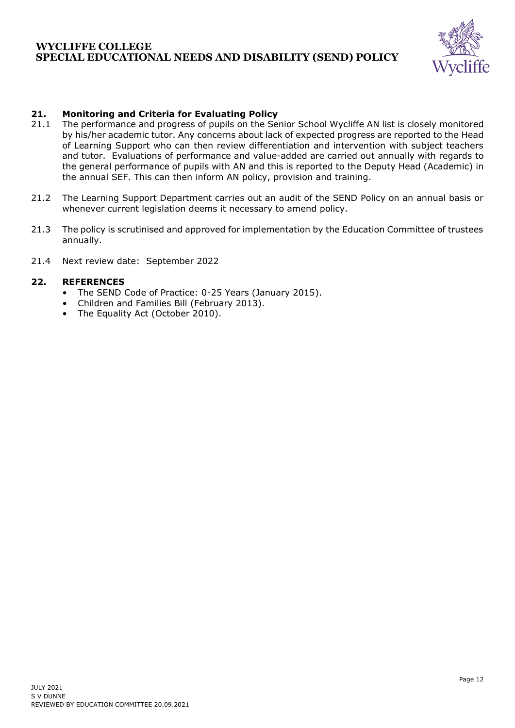## 21. Monitoring and Criteria for Evaluating Policy

21.1 The performance and progress of pupils on the Senior School Wycliffe AN list is closely monitored by his/her academic tutor. Any concerns about lack of expected progress are reported to the Head of Learning Support who can then review differentiation and intervention with subject teachers and tutor. Evaluations of performance and value-added are carried out annually with regards to the general performance of pupils with AN and this is reported to the Deputy Head (Academic) in the annual SEF. This can then inform AN policy, provision and training.

21.2 The Learning Support Department carries out an audit of the SEND Policy on an annual basis or whenever current legislation deems it necessary to amend policy.

21.3 The policy is scrutinised and approved for implementation by the Education Committee of trustees annually.

21.4 Next review date: September 2022

## 22. REFERENCES

- The SEND Code of Practice: 0-25 Years (January 2015).
- Children and Families Bill (February 2013).
- The Equality Act (October 2010).

JULY 2021
S V DUNNE
REVIEWED BY EDUCATION COMMITTEE 20.09.2021